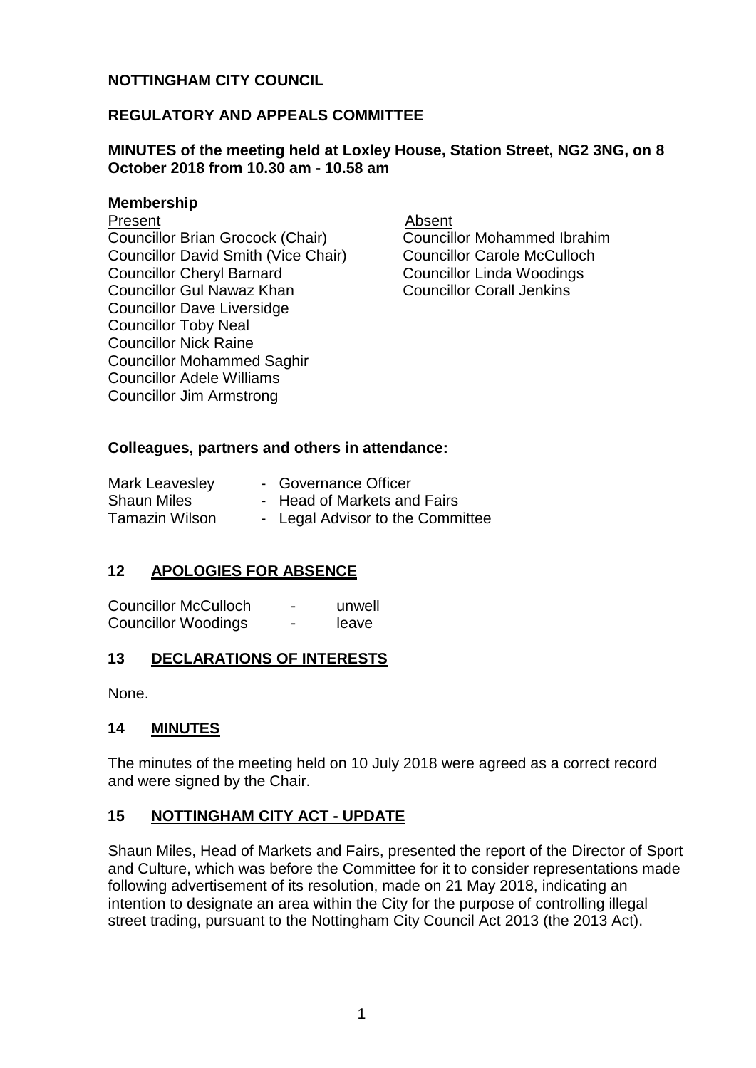**NOTTINGHAM CITY COUNCIL**

**REGULATORY AND APPEALS COMMITTEE**

**MINUTES of the meeting held at Loxley House, Station Street, NG2 3NG, on 8 October 2018 from 10.30 am - 10.58 am**

**Membership**

| Present | Absent |
|---|---|
| Councillor Brian Grocock (Chair) | Councillor Mohammed Ibrahim |
| Councillor David Smith (Vice Chair) | Councillor Carole McCulloch |
| Councillor Cheryl Barnard | Councillor Linda Woodings |
| Councillor Gul Nawaz Khan | Councillor Corall Jenkins |
| Councillor Dave Liversidge | |
| Councillor Toby Neal | |
| Councillor Nick Raine | |
| Councillor Mohammed Saghir | |
| Councillor Adele Williams | |
| Councillor Jim Armstrong | |

**Colleagues, partners and others in attendance:**

| | | |
|---|---|---|
| Mark Leavesley | - | Governance Officer |
| Shaun Miles | - | Head of Markets and Fairs |
| Tamazin Wilson | - | Legal Advisor to the Committee |

## 12 APOLOGIES FOR ABSENCE

| | | |
|---|---|---|
| Councillor McCulloch | - | unwell |
| Councillor Woodings | - | leave |

## 13 DECLARATIONS OF INTERESTS

None.

## 14 MINUTES

The minutes of the meeting held on 10 July 2018 were agreed as a correct record and were signed by the Chair.

## 15 NOTTINGHAM CITY ACT - UPDATE

Shaun Miles, Head of Markets and Fairs, presented the report of the Director of Sport and Culture, which was before the Committee for it to consider representations made following advertisement of its resolution, made on 21 May 2018, indicating an intention to designate an area within the City for the purpose of controlling illegal street trading, pursuant to the Nottingham City Council Act 2013 (the 2013 Act).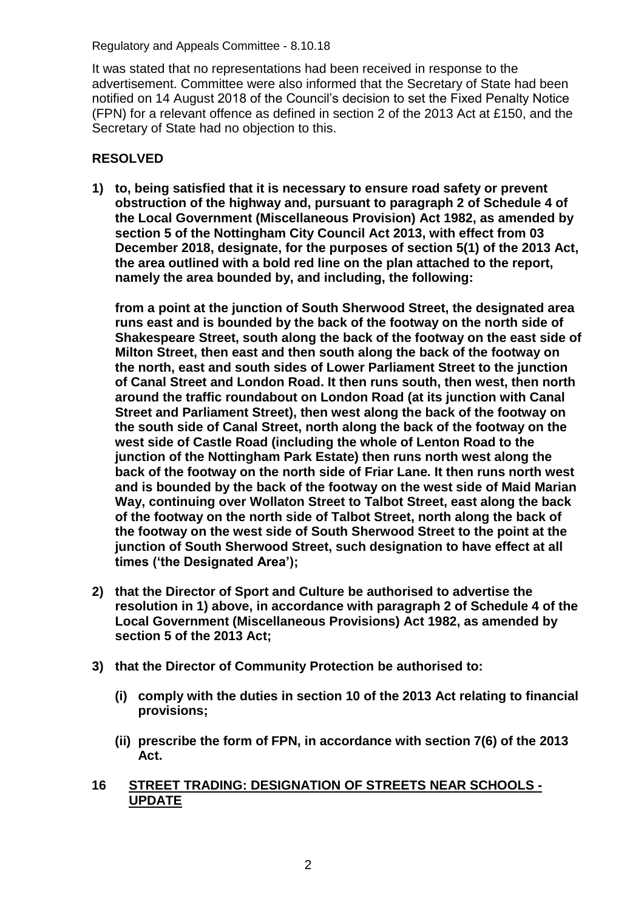It was stated that no representations had been received in response to the advertisement. Committee were also informed that the Secretary of State had been notified on 14 August 2018 of the Council's decision to set the Fixed Penalty Notice (FPN) for a relevant offence as defined in section 2 of the 2013 Act at £150, and the Secretary of State had no objection to this.

**RESOLVED**

1) **to, being satisfied that it is necessary to ensure road safety or prevent obstruction of the highway and, pursuant to paragraph 2 of Schedule 4 of the Local Government (Miscellaneous Provision) Act 1982, as amended by section 5 of the Nottingham City Council Act 2013, with effect from 03 December 2018, designate, for the purposes of section 5(1) of the 2013 Act, the area outlined with a bold red line on the plan attached to the report, namely the area bounded by, and including, the following:**

   **from a point at the junction of South Sherwood Street, the designated area runs east and is bounded by the back of the footway on the north side of Shakespeare Street, south along the back of the footway on the east side of Milton Street, then east and then south along the back of the footway on the north, east and south sides of Lower Parliament Street to the junction of Canal Street and London Road. It then runs south, then west, then north around the traffic roundabout on London Road (at its junction with Canal Street and Parliament Street), then west along the back of the footway on the south side of Canal Street, north along the back of the footway on the west side of Castle Road (including the whole of Lenton Road to the junction of the Nottingham Park Estate) then runs north west along the back of the footway on the north side of Friar Lane. It then runs north west and is bounded by the back of the footway on the west side of Maid Marian Way, continuing over Wollaton Street to Talbot Street, east along the back of the footway on the north side of Talbot Street, north along the back of the footway on the west side of South Sherwood Street to the point at the junction of South Sherwood Street, such designation to have effect at all times ('the Designated Area');**

2) **that the Director of Sport and Culture be authorised to advertise the resolution in 1) above, in accordance with paragraph 2 of Schedule 4 of the Local Government (Miscellaneous Provisions) Act 1982, as amended by section 5 of the 2013 Act;**

3) **that the Director of Community Protection be authorised to:**

   **(i) comply with the duties in section 10 of the 2013 Act relating to financial provisions;**

   **(ii) prescribe the form of FPN, in accordance with section 7(6) of the 2013 Act.**

## 16 STREET TRADING: DESIGNATION OF STREETS NEAR SCHOOLS - UPDATE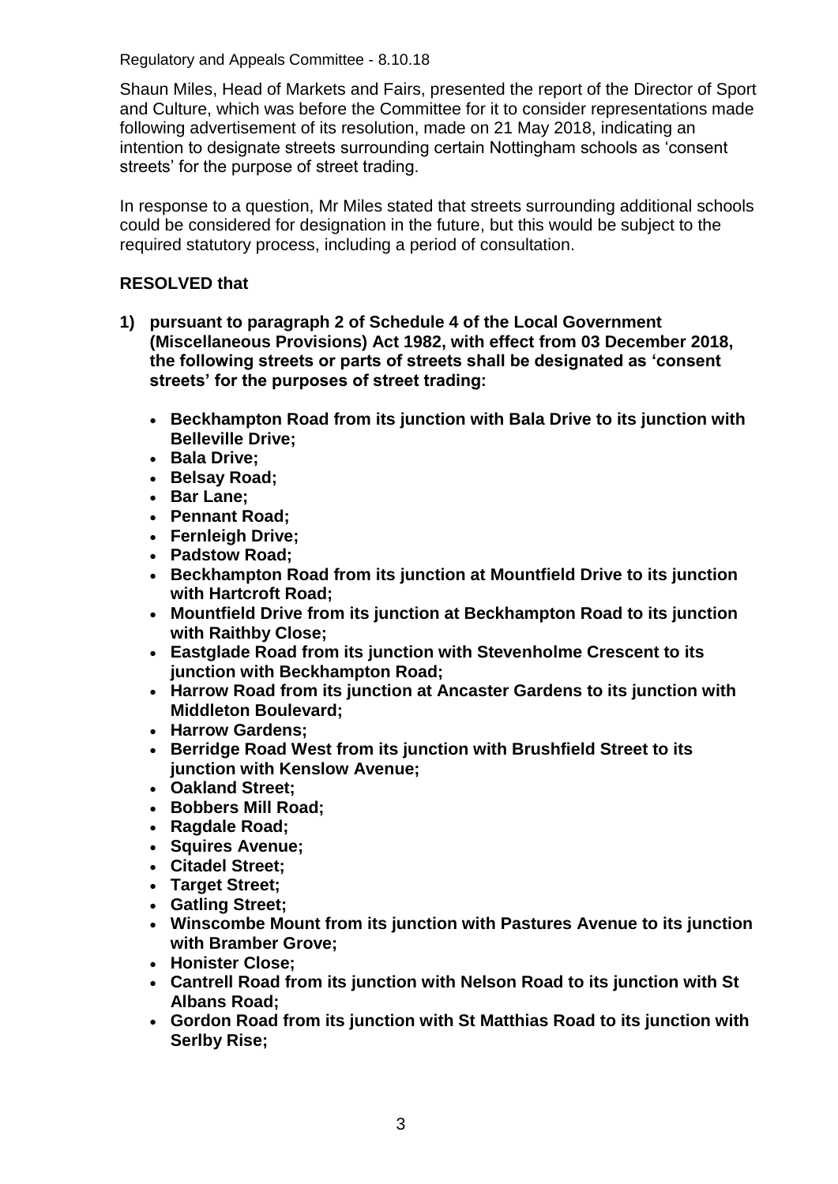Regulatory and Appeals Committee - 8.10.18

Shaun Miles, Head of Markets and Fairs, presented the report of the Director of Sport and Culture, which was before the Committee for it to consider representations made following advertisement of its resolution, made on 21 May 2018, indicating an intention to designate streets surrounding certain Nottingham schools as 'consent streets' for the purpose of street trading.

In response to a question, Mr Miles stated that streets surrounding additional schools could be considered for designation in the future, but this would be subject to the required statutory process, including a period of consultation.

**RESOLVED that**

1) **pursuant to paragraph 2 of Schedule 4 of the Local Government (Miscellaneous Provisions) Act 1982, with effect from 03 December 2018, the following streets or parts of streets shall be designated as 'consent streets' for the purposes of street trading:**

   - **Beckhampton Road from its junction with Bala Drive to its junction with Belleville Drive;**
   - **Bala Drive;**
   - **Belsay Road;**
   - **Bar Lane;**
   - **Pennant Road;**
   - **Fernleigh Drive;**
   - **Padstow Road;**
   - **Beckhampton Road from its junction at Mountfield Drive to its junction with Hartcroft Road;**
   - **Mountfield Drive from its junction at Beckhampton Road to its junction with Raithby Close;**
   - **Eastglade Road from its junction with Stevenholme Crescent to its junction with Beckhampton Road;**
   - **Harrow Road from its junction at Ancaster Gardens to its junction with Middleton Boulevard;**
   - **Harrow Gardens;**
   - **Berridge Road West from its junction with Brushfield Street to its junction with Kenslow Avenue;**
   - **Oakland Street;**
   - **Bobbers Mill Road;**
   - **Ragdale Road;**
   - **Squires Avenue;**
   - **Citadel Street;**
   - **Target Street;**
   - **Gatling Street;**
   - **Winscombe Mount from its junction with Pastures Avenue to its junction with Bramber Grove;**
   - **Honister Close;**
   - **Cantrell Road from its junction with Nelson Road to its junction with St Albans Road;**
   - **Gordon Road from its junction with St Matthias Road to its junction with Serlby Rise;**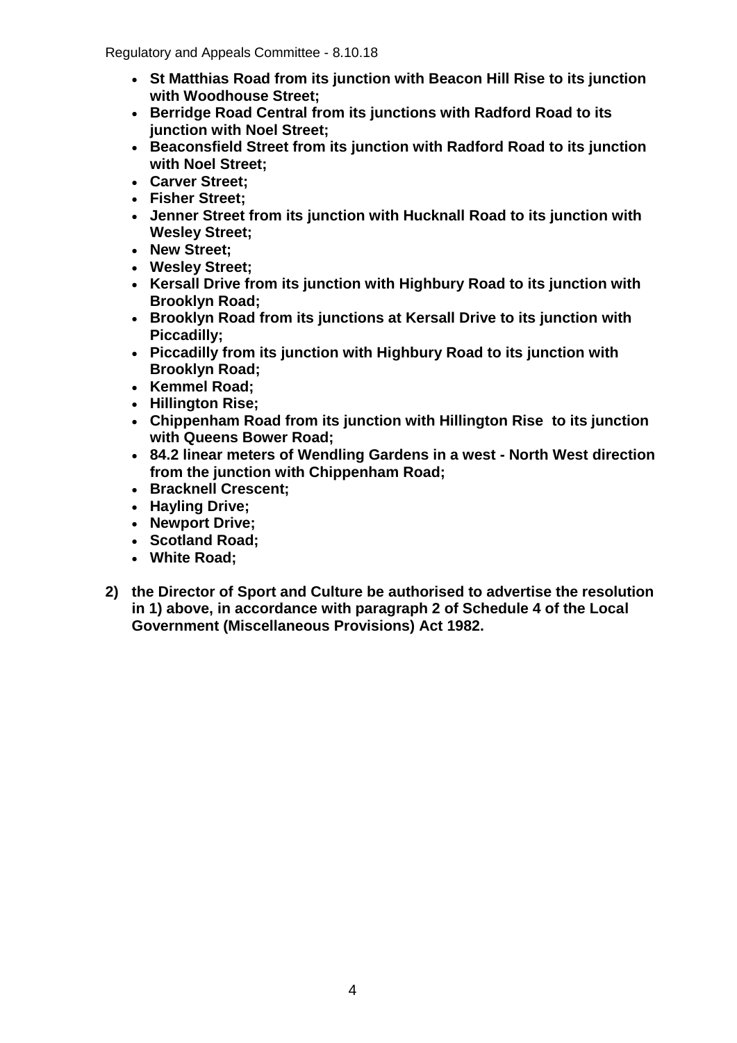- **St Matthias Road from its junction with Beacon Hill Rise to its junction with Woodhouse Street;**
- **Berridge Road Central from its junctions with Radford Road to its junction with Noel Street;**
- **Beaconsfield Street from its junction with Radford Road to its junction with Noel Street;**
- **Carver Street;**
- **Fisher Street;**
- **Jenner Street from its junction with Hucknall Road to its junction with Wesley Street;**
- **New Street;**
- **Wesley Street;**
- **Kersall Drive from its junction with Highbury Road to its junction with Brooklyn Road;**
- **Brooklyn Road from its junctions at Kersall Drive to its junction with Piccadilly;**
- **Piccadilly from its junction with Highbury Road to its junction with Brooklyn Road;**
- **Kemmel Road;**
- **Hillington Rise;**
- **Chippenham Road from its junction with Hillington Rise to its junction with Queens Bower Road;**
- **84.2 linear meters of Wendling Gardens in a west - North West direction from the junction with Chippenham Road;**
- **Bracknell Crescent;**
- **Hayling Drive;**
- **Newport Drive;**
- **Scotland Road;**
- **White Road;**

**2) the Director of Sport and Culture be authorised to advertise the resolution in 1) above, in accordance with paragraph 2 of Schedule 4 of the Local Government (Miscellaneous Provisions) Act 1982.**